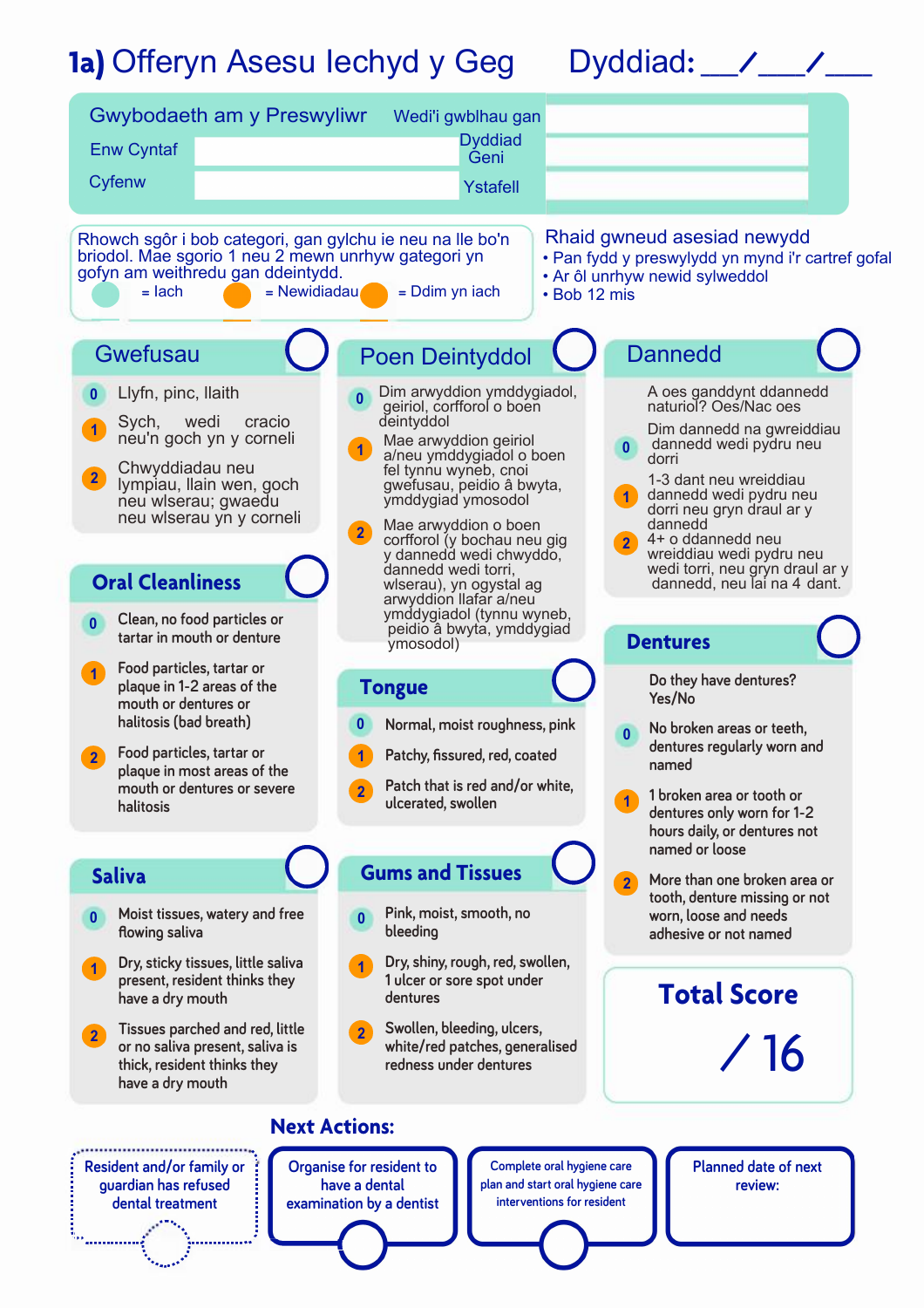# 1a) Offeryn Asesu Iechyd y Geg

Dyddiad: ___/___/___

## Gwybodaeth am y Preswyliwr

| | | | |
|---|---|---|---|
| Enw Cyntaf | | Wedi'i gwblhau gan | |
| Cyfenw | | Dyddiad Geni | |
| | | Ystafell | |

Rhowch sgôr i bob categori, gan gylchu ie neu na lle bo'n briodol. Mae sgorio 1 neu 2 mewn unrhyw gategori yn gofyn am weithredu gan ddeintydd.

- = Iach
- = Newidiadau
- = Ddim yn iach

**Rhaid gwneud asesiad newydd**
- Pan fydd y preswylydd yn mynd i'r cartref gofal
- Ar ôl unrhyw newid sylweddol
- Bob 12 mis

## Gwefusau

- **0** Llyfn, pinc, llaith
- **1** Sych, wedi cracio neu'n goch yn y corneli
- **2** Chwyddiadau neu lympiau, llain wen, goch neu wlserau; gwaedu neu wlserau yn y corneli

## Oral Cleanliness

- **0** Clean, no food particles or tartar in mouth or denture
- **1** Food particles, tartar or plaque in 1-2 areas of the mouth or dentures or halitosis (bad breath)
- **2** Food particles, tartar or plaque in most areas of the mouth or dentures or severe halitosis

## Saliva

- **0** Moist tissues, watery and free flowing saliva
- **1** Dry, sticky tissues, little saliva present, resident thinks they have a dry mouth
- **2** Tissues parched and red, little or no saliva present, saliva is thick, resident thinks they have a dry mouth

## Poen Deintyddol

- **0** Dim arwyddion ymddygiadol, geiriol, corfforol o boen deintyddol
- **1** Mae arwyddion geiriol a/neu ymddygiadol o boen fel tynnu wyneb, cnoi gwefusau, peidio â bwyta, ymddygiad ymosodol
- **2** Mae arwyddion o boen corfforol (y bochau neu gig y dannedd wedi chwyddo, dannedd wedi torri, wlserau), yn ogystal ag arwyddion llafar a/neu ymddygiadol (tynnu wyneb, peidio â bwyta, ymddygiad ymosodol)

## Tongue

- **0** Normal, moist roughness, pink
- **1** Patchy, fissured, red, coated
- **2** Patch that is red and/or white, ulcerated, swollen

## Gums and Tissues

- **0** Pink, moist, smooth, no bleeding
- **1** Dry, shiny, rough, red, swollen, 1 ulcer or sore spot under dentures
- **2** Swollen, bleeding, ulcers, white/red patches, generalised redness under dentures

## Dannedd

A oes ganddynt ddannedd naturiol? Oes/Nac oes

- **0** Dim dannedd na gwreiddiau dannedd wedi pydru neu dorri
- **1** 1-3 dant neu wreiddiau dannedd wedi pydru neu dorri neu gryn draul ar y dannedd
- **2** 4+ o ddannedd neu wreiddiau wedi pydru neu wedi torri, neu gryn draul ar y dannedd, neu lai na 4 dant.

## Dentures

Do they have dentures? Yes/No

- **0** No broken areas or teeth, dentures regularly worn and named
- **1** 1 broken area or tooth or dentures only worn for 1-2 hours daily, or dentures not named or loose
- **2** More than one broken area or tooth, denture missing or not worn, loose and needs adhesive or not named

## Total Score

/ 16

## Next Actions:

- Resident and/or family or guardian has refused dental treatment
- Organise for resident to have a dental examination by a dentist
- Complete oral hygiene care plan and start oral hygiene care interventions for resident
- Planned date of next review: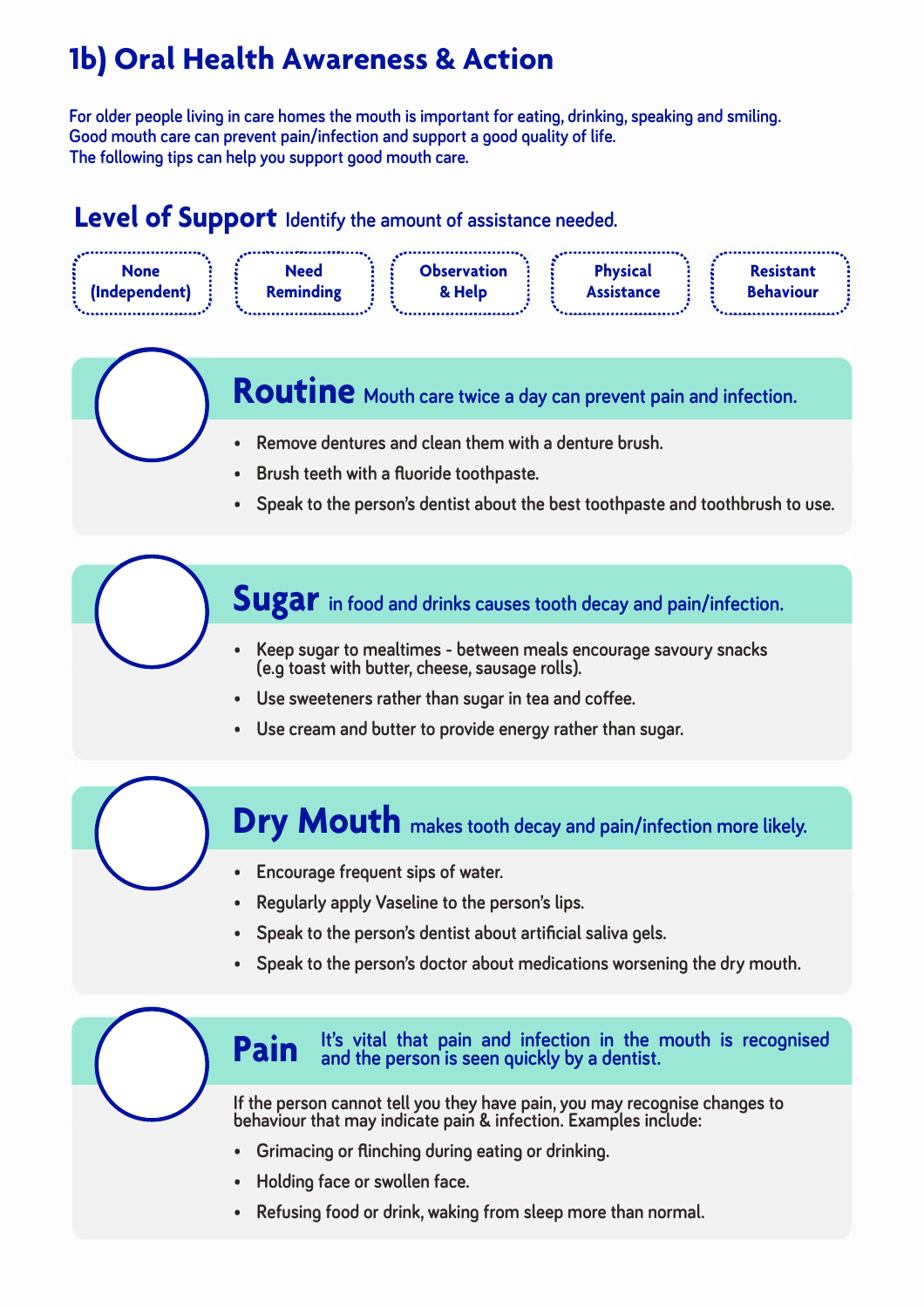# 1b) Oral Health Awareness & Action

For older people living in care homes the mouth is important for eating, drinking, speaking and smiling.
Good mouth care can prevent pain/infection and support a good quality of life.
The following tips can help you support good mouth care.

## Level of Support Identify the amount of assistance needed.

- None (Independent)
- Need Reminding
- Observation & Help
- Physical Assistance
- Resistant Behaviour

## Routine Mouth care twice a day can prevent pain and infection.

- Remove dentures and clean them with a denture brush.
- Brush teeth with a fluoride toothpaste.
- Speak to the person's dentist about the best toothpaste and toothbrush to use.

## Sugar in food and drinks causes tooth decay and pain/infection.

- Keep sugar to mealtimes - between meals encourage savoury snacks (e.g toast with butter, cheese, sausage rolls).
- Use sweeteners rather than sugar in tea and coffee.
- Use cream and butter to provide energy rather than sugar.

## Dry Mouth makes tooth decay and pain/infection more likely.

- Encourage frequent sips of water.
- Regularly apply Vaseline to the person's lips.
- Speak to the person's dentist about artificial saliva gels.
- Speak to the person's doctor about medications worsening the dry mouth.

## Pain It's vital that pain and infection in the mouth is recognised and the person is seen quickly by a dentist.

If the person cannot tell you they have pain, you may recognise changes to behaviour that may indicate pain & infection. Examples include:

- Grimacing or flinching during eating or drinking.
- Holding face or swollen face.
- Refusing food or drink, waking from sleep more than normal.